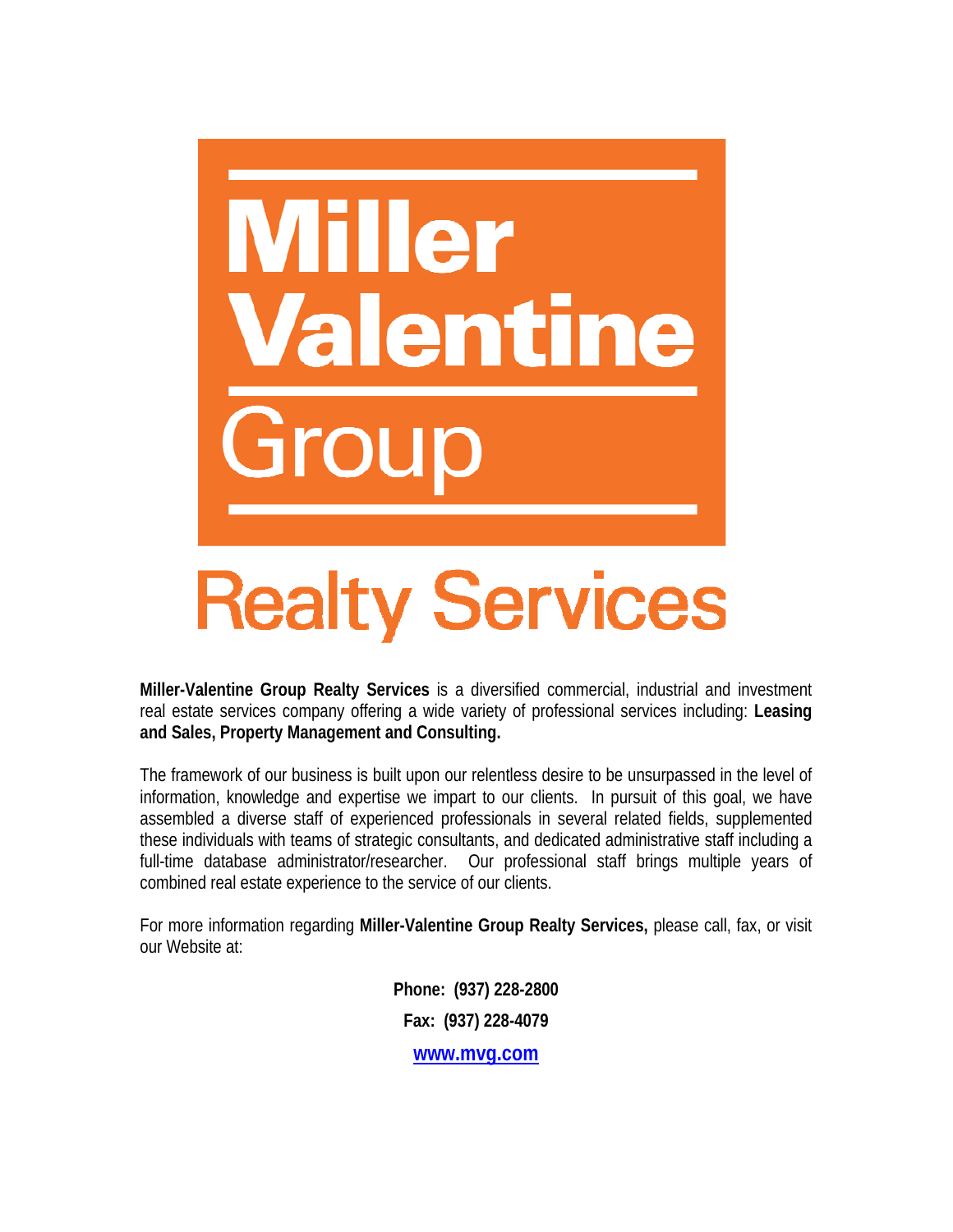# Miller Valentine Group

# Realty Services

**Miller-Valentine Group Realty Services** is a diversified commercial, industrial and investment real estate services company offering a wide variety of professional services including: **Leasing and Sales, Property Management and Consulting.**

The framework of our business is built upon our relentless desire to be unsurpassed in the level of information, knowledge and expertise we impart to our clients. In pursuit of this goal, we have assembled a diverse staff of experienced professionals in several related fields, supplemented these individuals with teams of strategic consultants, and dedicated administrative staff including a full-time database administrator/researcher. Our professional staff brings multiple years of combined real estate experience to the service of our clients.

For more information regarding **Miller-Valentine Group Realty Services,** please call, fax, or visit our Website at:

**Phone: (937) 228-2800**

**Fax: (937) 228-4079**

**www.mvg.com**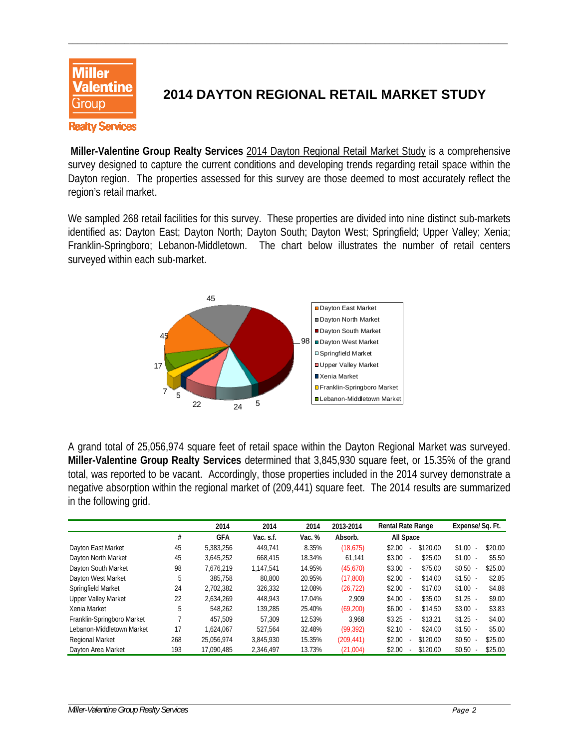Miller Valentine Group

Realty Services

# 2014 DAYTON REGIONAL RETAIL MARKET STUDY

**Miller-Valentine Group Realty Services** 2014 Dayton Regional Retail Market Study is a comprehensive survey designed to capture the current conditions and developing trends regarding retail space within the Dayton region. The properties assessed for this survey are those deemed to most accurately reflect the region's retail market.

We sampled 268 retail facilities for this survey. These properties are divided into nine distinct sub-markets identified as: Dayton East; Dayton North; Dayton South; Dayton West; Springfield; Upper Valley; Xenia; Franklin-Springboro; Lebanon-Middletown. The chart below illustrates the number of retail centers surveyed within each sub-market.

45
45
98
17
7
5
22
24
5

Dayton East Market
Dayton North Market
Dayton South Market
Dayton West Market
Springfield Market
Upper Valley Market
Xenia Market
Franklin-Springboro Market
Lebanon-Middletown Market

A grand total of 25,056,974 square feet of retail space within the Dayton Regional Market was surveyed. **Miller-Valentine Group Realty Services** determined that 3,845,930 square feet, or 15.35% of the grand total, was reported to be vacant. Accordingly, those properties included in the 2014 survey demonstrate a negative absorption within the regional market of (209,441) square feet. The 2014 results are summarized in the following grid.

| | | 2014 | 2014 | 2014 | 2013-2014 | Rental Rate Range | | | Expense/ Sq. Ft. | | |
|---|---|---|---|---|---|---|---|---|---|---|---|
| | # | GFA | Vac. s.f. | Vac. % | Absorb. | All Space | | | | | |
| Dayton East Market | 45 | 5,383,256 | 449,741 | 8.35% | (18,675) | $2.00 | - | $120.00 | $1.00 | - | $20.00 |
| Dayton North Market | 45 | 3,645,252 | 668,415 | 18.34% | 61,141 | $3.00 | - | $25.00 | $1.00 | - | $5.50 |
| Dayton South Market | 98 | 7,676,219 | 1,147,541 | 14.95% | (45,670) | $3.00 | - | $75.00 | $0.50 | - | $25.00 |
| Dayton West Market | 5 | 385,758 | 80,800 | 20.95% | (17,800) | $2.00 | - | $14.00 | $1.50 | - | $2.85 |
| Springfield Market | 24 | 2,702,382 | 326,332 | 12.08% | (26,722) | $2.00 | - | $17.00 | $1.00 | - | $4.88 |
| Upper Valley Market | 22 | 2,634,269 | 448,943 | 17.04% | 2,909 | $4.00 | - | $35.00 | $1.25 | - | $9.00 |
| Xenia Market | 5 | 548,262 | 139,285 | 25.40% | (69,200) | $6.00 | - | $14.50 | $3.00 | - | $3.83 |
| Franklin-Springboro Market | 7 | 457,509 | 57,309 | 12.53% | 3,968 | $3.25 | - | $13.21 | $1.25 | - | $4.00 |
| Lebanon-Middletown Market | 17 | 1,624,067 | 527,564 | 32.48% | (99,392) | $2.10 | - | $24.00 | $1.50 | - | $5.00 |
| Regional Market | 268 | 25,056,974 | 3,845,930 | 15.35% | (209,441) | $2.00 | - | $120.00 | $0.50 | - | $25.00 |
| Dayton Area Market | 193 | 17,090,485 | 2,346,497 | 13.73% | (21,004) | $2.00 | - | $120.00 | $0.50 | - | $25.00 |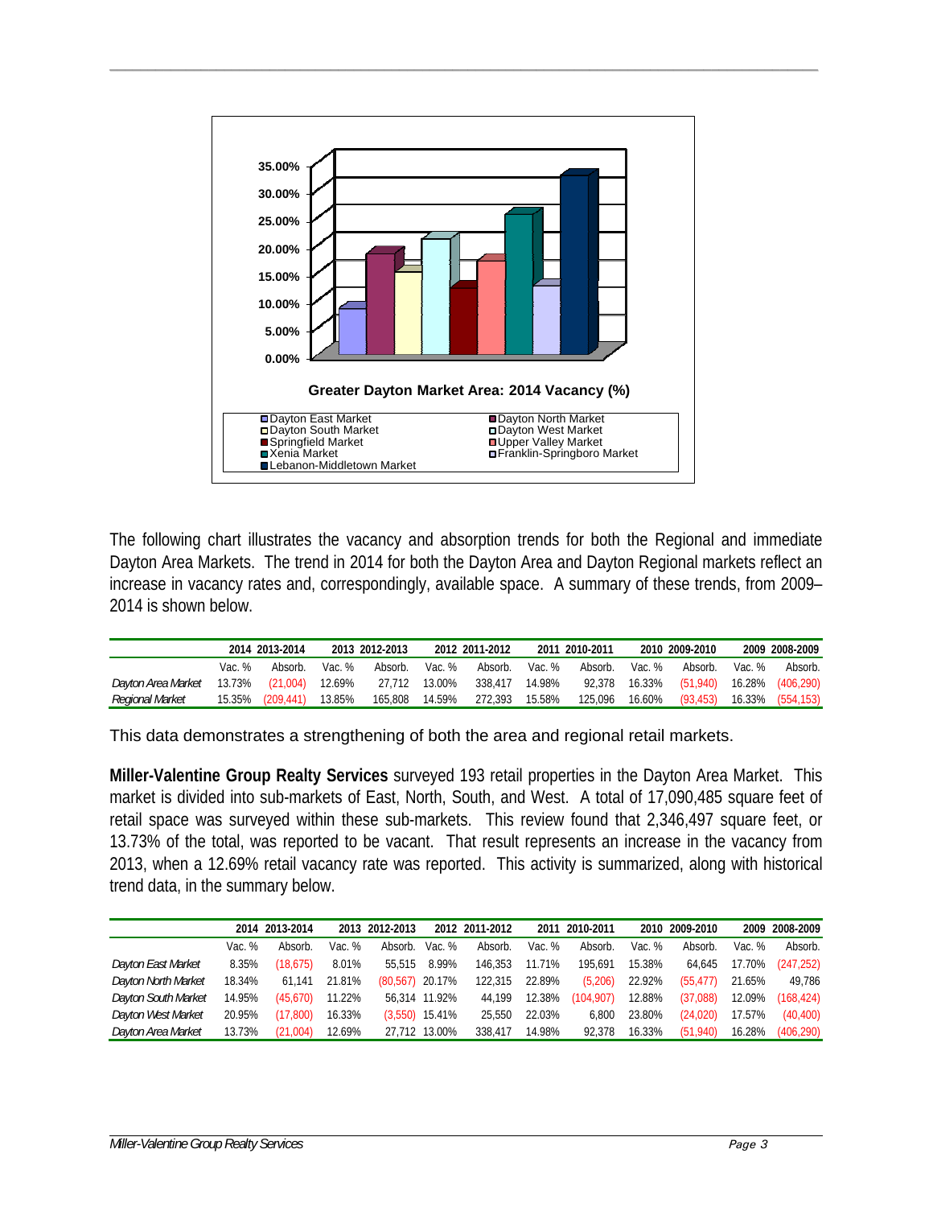35.00%
30.00%
25.00%
20.00%
15.00%
10.00%
5.00%
0.00%

Greater Dayton Market Area: 2014 Vacancy (%)

Dayton East Market
Dayton North Market
Dayton South Market
Dayton West Market
Springfield Market
Upper Valley Market
Xenia Market
Franklin-Springboro Market
Lebanon-Middletown Market

The following chart illustrates the vacancy and absorption trends for both the Regional and immediate Dayton Area Markets. The trend in 2014 for both the Dayton Area and Dayton Regional markets reflect an increase in vacancy rates and, correspondingly, available space. A summary of these trends, from 2009–2014 is shown below.

| | 2014 | 2013-2014 | 2013 | 2012-2013 | 2012 | 2011-2012 | 2011 | 2010-2011 | 2010 | 2009-2010 | 2009 | 2008-2009 |
|---|---|---|---|---|---|---|---|---|---|---|---|---|
| | Vac. % | Absorb. | Vac. % | Absorb. | Vac. % | Absorb. | Vac. % | Absorb. | Vac. % | Absorb. | Vac. % | Absorb. |
| *Dayton Area Market* | 13.73% | (21,004) | 12.69% | 27,712 | 13.00% | 338,417 | 14.98% | 92,378 | 16.33% | (51,940) | 16.28% | (406,290) |
| *Regional Market* | 15.35% | (209,441) | 13.85% | 165,808 | 14.59% | 272,393 | 15.58% | 125,096 | 16.60% | (93,453) | 16.33% | (554,153) |

This data demonstrates a strengthening of both the area and regional retail markets.

**Miller-Valentine Group Realty Services** surveyed 193 retail properties in the Dayton Area Market. This market is divided into sub-markets of East, North, South, and West. A total of 17,090,485 square feet of retail space was surveyed within these sub-markets. This review found that 2,346,497 square feet, or 13.73% of the total, was reported to be vacant. That result represents an increase in the vacancy from 2013, when a 12.69% retail vacancy rate was reported. This activity is summarized, along with historical trend data, in the summary below.

| | 2014 | 2013-2014 | 2013 | 2012-2013 | 2012 | 2011-2012 | 2011 | 2010-2011 | 2010 | 2009-2010 | 2009 | 2008-2009 |
|---|---|---|---|---|---|---|---|---|---|---|---|---|
| | Vac. % | Absorb. | Vac. % | Absorb. | Vac. % | Absorb. | Vac. % | Absorb. | Vac. % | Absorb. | Vac. % | Absorb. |
| *Dayton East Market* | 8.35% | (18,675) | 8.01% | 55,515 | 8.99% | 146,353 | 11.71% | 195,691 | 15.38% | 64,645 | 17.70% | (247,252) |
| *Dayton North Market* | 18.34% | 61,141 | 21.81% | (80,567) | 20.17% | 122,315 | 22.89% | (5,206) | 22.92% | (55,477) | 21.65% | 49,786 |
| *Dayton South Market* | 14.95% | (45,670) | 11.22% | 56,314 | 11.92% | 44,199 | 12.38% | (104,907) | 12.88% | (37,088) | 12.09% | (168,424) |
| *Dayton West Market* | 20.95% | (17,800) | 16.33% | (3,550) | 15.41% | 25,550 | 22.03% | 6,800 | 23.80% | (24,020) | 17.57% | (40,400) |
| *Dayton Area Market* | 13.73% | (21,004) | 12.69% | 27,712 | 13.00% | 338,417 | 14.98% | 92,378 | 16.33% | (51,940) | 16.28% | (406,290) |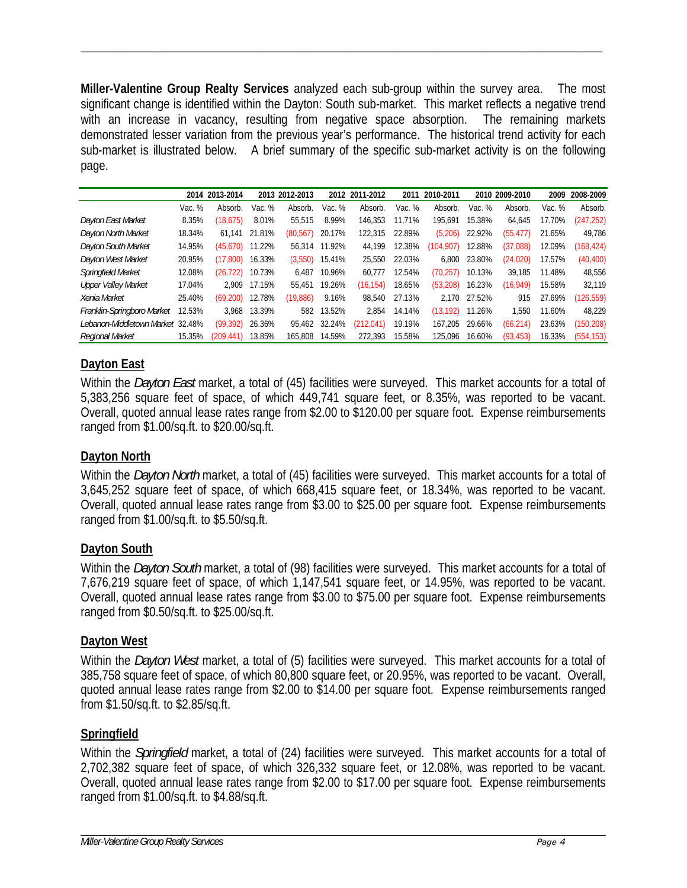**Miller-Valentine Group Realty Services** analyzed each sub-group within the survey area. The most significant change is identified within the Dayton: South sub-market. This market reflects a negative trend with an increase in vacancy, resulting from negative space absorption. The remaining markets demonstrated lesser variation from the previous year's performance. The historical trend activity for each sub-market is illustrated below. A brief summary of the specific sub-market activity is on the following page.

| | 2014 | 2013-2014 | 2013 | 2012-2013 | 2012 | 2011-2012 | 2011 | 2010-2011 | 2010 | 2009-2010 | 2009 | 2008-2009 |
|---|---|---|---|---|---|---|---|---|---|---|---|---|
| | Vac. % | Absorb. | Vac. % | Absorb. | Vac. % | Absorb. | Vac. % | Absorb. | Vac. % | Absorb. | Vac. % | Absorb. |
| *Dayton East Market* | 8.35% | (18,675) | 8.01% | 55,515 | 8.99% | 146,353 | 11.71% | 195,691 | 15.38% | 64,645 | 17.70% | (247,252) |
| *Dayton North Market* | 18.34% | 61,141 | 21.81% | (80,567) | 20.17% | 122,315 | 22.89% | (5,206) | 22.92% | (55,477) | 21.65% | 49,786 |
| *Dayton South Market* | 14.95% | (45,670) | 11.22% | 56,314 | 11.92% | 44,199 | 12.38% | (104,907) | 12.88% | (37,088) | 12.09% | (168,424) |
| *Dayton West Market* | 20.95% | (17,800) | 16.33% | (3,550) | 15.41% | 25,550 | 22.03% | 6,800 | 23.80% | (24,020) | 17.57% | (40,400) |
| *Springfield Market* | 12.08% | (26,722) | 10.73% | 6,487 | 10.96% | 60,777 | 12.54% | (70,257) | 10.13% | 39,185 | 11.48% | 48,556 |
| *Upper Valley Market* | 17.04% | 2,909 | 17.15% | 55,451 | 19.26% | (16,154) | 18.65% | (53,208) | 16.23% | (16,949) | 15.58% | 32,119 |
| *Xenia Market* | 25.40% | (69,200) | 12.78% | (19,886) | 9.16% | 98,540 | 27.13% | 2,170 | 27.52% | 915 | 27.69% | (126,559) |
| *Franklin-Springboro Market* | 12.53% | 3,968 | 13.39% | 582 | 13.52% | 2,854 | 14.14% | (13,192) | 11.26% | 1,550 | 11.60% | 48,229 |
| *Lebanon-Middletown Market* | 32.48% | (99,392) | 26.36% | 95,462 | 32.24% | (212,041) | 19.19% | 167,205 | 29.66% | (66,214) | 23.63% | (150,208) |
| *Regional Market* | 15.35% | (209,441) | 13.85% | 165,808 | 14.59% | 272,393 | 15.58% | 125,096 | 16.60% | (93,453) | 16.33% | (554,153) |

## Dayton East

Within the *Dayton East* market, a total of (45) facilities were surveyed. This market accounts for a total of 5,383,256 square feet of space, of which 449,741 square feet, or 8.35%, was reported to be vacant. Overall, quoted annual lease rates range from $2.00 to $120.00 per square foot. Expense reimbursements ranged from $1.00/sq.ft. to $20.00/sq.ft.

## Dayton North

Within the *Dayton North* market, a total of (45) facilities were surveyed. This market accounts for a total of 3,645,252 square feet of space, of which 668,415 square feet, or 18.34%, was reported to be vacant. Overall, quoted annual lease rates range from $3.00 to $25.00 per square foot. Expense reimbursements ranged from $1.00/sq.ft. to $5.50/sq.ft.

## Dayton South

Within the *Dayton South* market, a total of (98) facilities were surveyed. This market accounts for a total of 7,676,219 square feet of space, of which 1,147,541 square feet, or 14.95%, was reported to be vacant. Overall, quoted annual lease rates range from $3.00 to $75.00 per square foot. Expense reimbursements ranged from $0.50/sq.ft. to $25.00/sq.ft.

## Dayton West

Within the *Dayton West* market, a total of (5) facilities were surveyed. This market accounts for a total of 385,758 square feet of space, of which 80,800 square feet, or 20.95%, was reported to be vacant. Overall, quoted annual lease rates range from $2.00 to $14.00 per square foot. Expense reimbursements ranged from $1.50/sq.ft. to $2.85/sq.ft.

## Springfield

Within the *Springfield* market, a total of (24) facilities were surveyed. This market accounts for a total of 2,702,382 square feet of space, of which 326,332 square feet, or 12.08%, was reported to be vacant. Overall, quoted annual lease rates range from $2.00 to $17.00 per square foot. Expense reimbursements ranged from $1.00/sq.ft. to $4.88/sq.ft.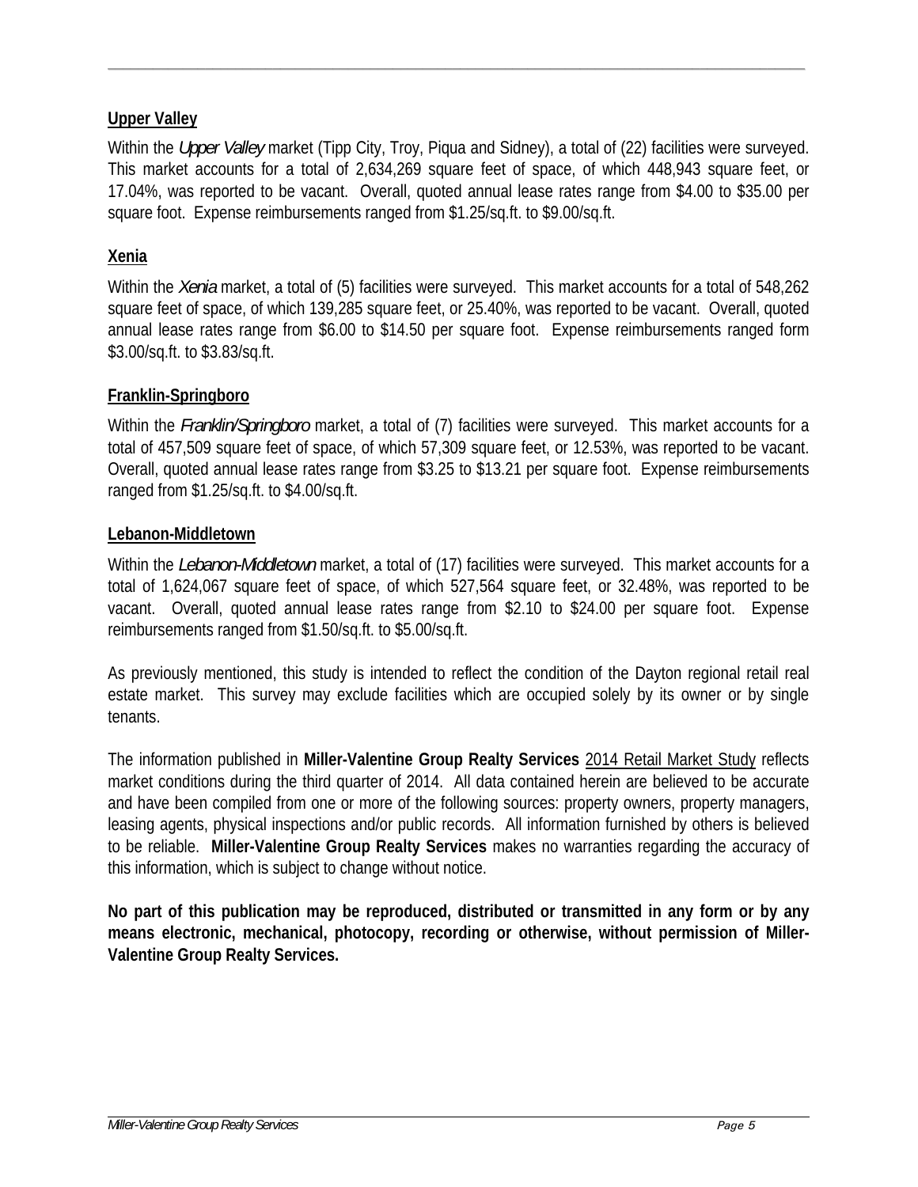**Upper Valley**

Within the *Upper Valley* market (Tipp City, Troy, Piqua and Sidney), a total of (22) facilities were surveyed. This market accounts for a total of 2,634,269 square feet of space, of which 448,943 square feet, or 17.04%, was reported to be vacant. Overall, quoted annual lease rates range from $4.00 to $35.00 per square foot. Expense reimbursements ranged from $1.25/sq.ft. to $9.00/sq.ft.

**Xenia**

Within the *Xenia* market, a total of (5) facilities were surveyed. This market accounts for a total of 548,262 square feet of space, of which 139,285 square feet, or 25.40%, was reported to be vacant. Overall, quoted annual lease rates range from $6.00 to $14.50 per square foot. Expense reimbursements ranged form $3.00/sq.ft. to $3.83/sq.ft.

**Franklin-Springboro**

Within the *Franklin/Springboro* market, a total of (7) facilities were surveyed. This market accounts for a total of 457,509 square feet of space, of which 57,309 square feet, or 12.53%, was reported to be vacant. Overall, quoted annual lease rates range from $3.25 to $13.21 per square foot. Expense reimbursements ranged from $1.25/sq.ft. to $4.00/sq.ft.

**Lebanon-Middletown**

Within the *Lebanon-Middletown* market, a total of (17) facilities were surveyed. This market accounts for a total of 1,624,067 square feet of space, of which 527,564 square feet, or 32.48%, was reported to be vacant. Overall, quoted annual lease rates range from $2.10 to $24.00 per square foot. Expense reimbursements ranged from $1.50/sq.ft. to $5.00/sq.ft.

As previously mentioned, this study is intended to reflect the condition of the Dayton regional retail real estate market. This survey may exclude facilities which are occupied solely by its owner or by single tenants.

The information published in **Miller-Valentine Group Realty Services** 2014 Retail Market Study reflects market conditions during the third quarter of 2014. All data contained herein are believed to be accurate and have been compiled from one or more of the following sources: property owners, property managers, leasing agents, physical inspections and/or public records. All information furnished by others is believed to be reliable. **Miller-Valentine Group Realty Services** makes no warranties regarding the accuracy of this information, which is subject to change without notice.

**No part of this publication may be reproduced, distributed or transmitted in any form or by any means electronic, mechanical, photocopy, recording or otherwise, without permission of Miller-Valentine Group Realty Services.**